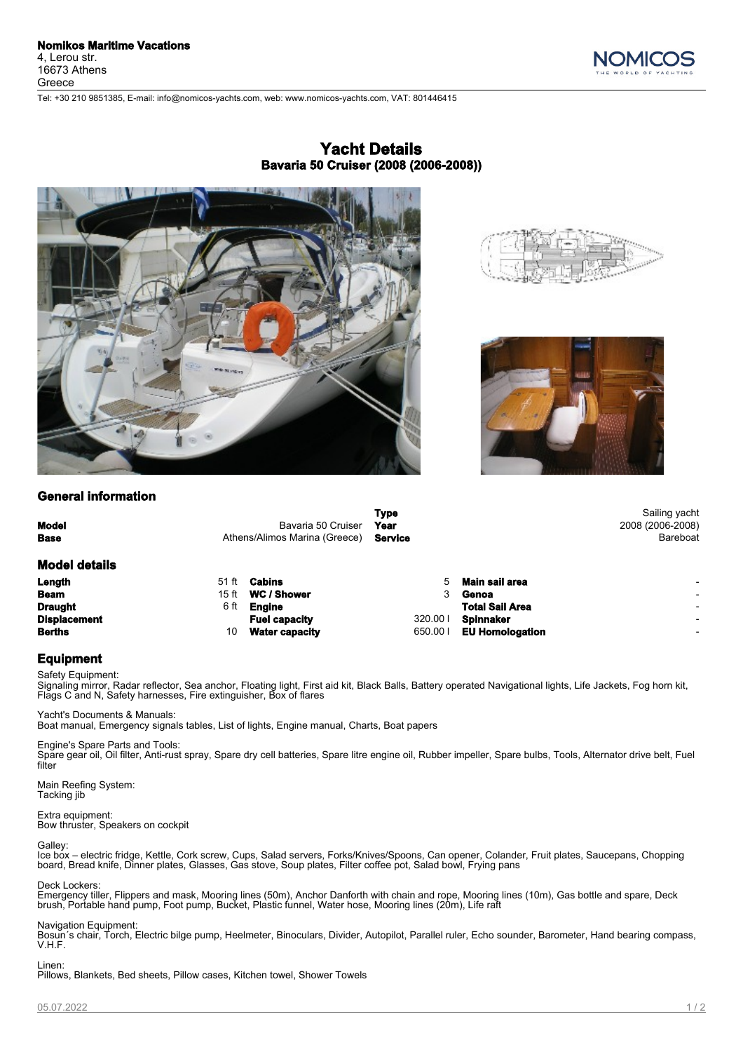**Nomikos Maritime Vacations**
4, Lerou str.
16673 Athens
Greece

Tel: +30 210 9851385, E-mail: info@nomicos-yachts.com, web: www.nomicos-yachts.com, VAT: 801446415

# Yacht Details
## Bavaria 50 Cruiser (2008 (2006-2008))

### General information

| | | | |
|---|---|---|---|
| | | **Type** | Sailing yacht |
| **Model** | Bavaria 50 Cruiser | **Year** | 2008 (2006-2008) |
| **Base** | Athens/Alimos Marina (Greece) | **Service** | Bareboat |

### Model details

| | | | | | |
|---|---|---|---|---|---|
| **Length** | 51 ft | **Cabins** | 5 | **Main sail area** | - |
| **Beam** | 15 ft | **WC / Shower** | 3 | **Genoa** | - |
| **Draught** | 6 ft | **Engine** | | **Total Sail Area** | - |
| **Displacement** | | **Fuel capacity** | 320.00 l | **Spinnaker** | - |
| **Berths** | 10 | **Water capacity** | 650.00 l | **EU Homologation** | - |

### Equipment

Safety Equipment:
Signaling mirror, Radar reflector, Sea anchor, Floating light, First aid kit, Black Balls, Battery operated Navigational lights, Life Jackets, Fog horn kit, Flags C and N, Safety harnesses, Fire extinguisher, Box of flares

Yacht's Documents & Manuals:
Boat manual, Emergency signals tables, List of lights, Engine manual, Charts, Boat papers

Engine's Spare Parts and Tools:
Spare gear oil, Oil filter, Anti-rust spray, Spare dry cell batteries, Spare litre engine oil, Rubber impeller, Spare bulbs, Tools, Alternator drive belt, Fuel filter

Main Reefing System:
Tacking jib

Extra equipment:
Bow thruster, Speakers on cockpit

Galley:
Ice box – electric fridge, Kettle, Cork screw, Cups, Salad servers, Forks/Knives/Spoons, Can opener, Colander, Fruit plates, Saucepans, Chopping board, Bread knife, Dinner plates, Glasses, Gas stove, Soup plates, Filter coffee pot, Salad bowl, Frying pans

Deck Lockers:
Emergency tiller, Flippers and mask, Mooring lines (50m), Anchor Danforth with chain and rope, Mooring lines (10m), Gas bottle and spare, Deck brush, Portable hand pump, Foot pump, Bucket, Plastic funnel, Water hose, Mooring lines (20m), Life raft

Navigation Equipment:
Bosun´s chair, Torch, Electric bilge pump, Heelmeter, Binoculars, Divider, Autopilot, Parallel ruler, Echo sounder, Barometer, Hand bearing compass, V.H.F.

Linen:
Pillows, Blankets, Bed sheets, Pillow cases, Kitchen towel, Shower Towels

05.07.2022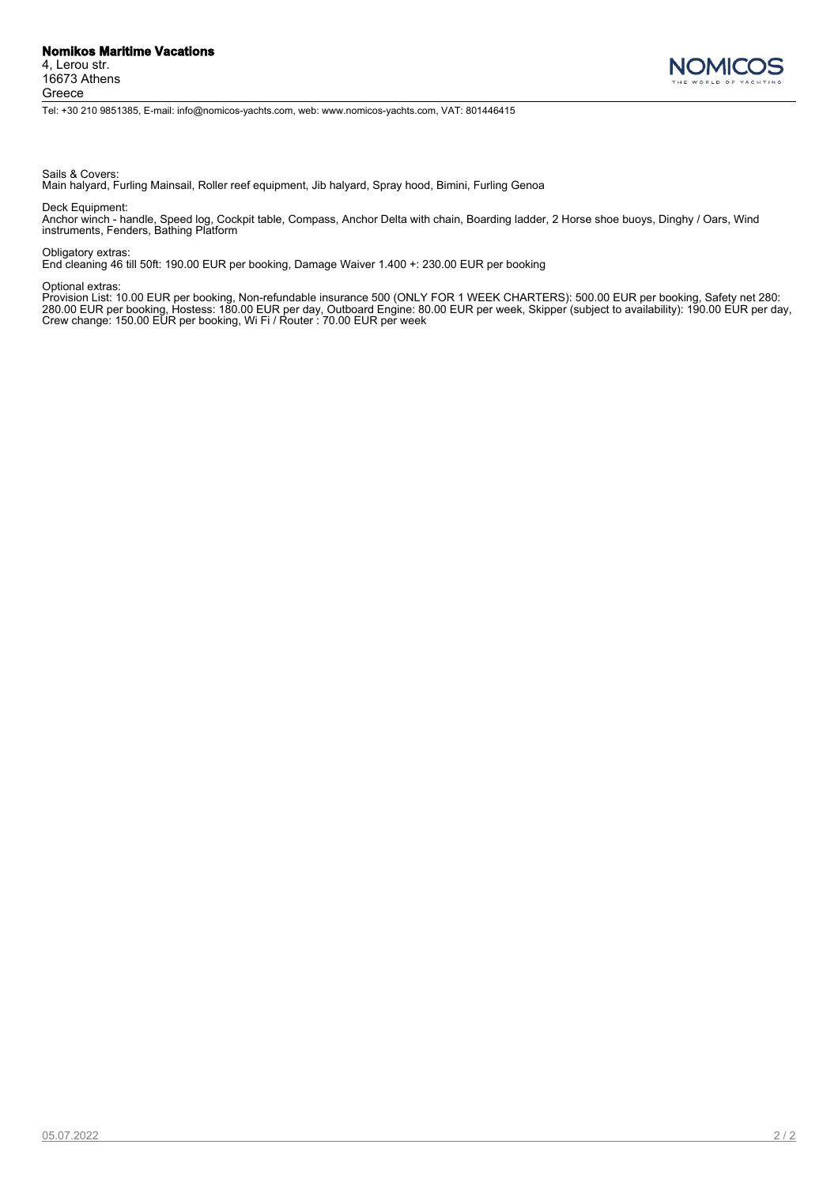**Nomikos Maritime Vacations**
4, Lerou str.
16673 Athens
Greece

Tel: +30 210 9851385, E-mail: info@nomicos-yachts.com, web: www.nomicos-yachts.com, VAT: 801446415

Sails & Covers:
Main halyard, Furling Mainsail, Roller reef equipment, Jib halyard, Spray hood, Bimini, Furling Genoa

Deck Equipment:
Anchor winch - handle, Speed log, Cockpit table, Compass, Anchor Delta with chain, Boarding ladder, 2 Horse shoe buoys, Dinghy / Oars, Wind instruments, Fenders, Bathing Platform

Obligatory extras:
End cleaning 46 till 50ft: 190.00 EUR per booking, Damage Waiver 1.400 +: 230.00 EUR per booking

Optional extras:
Provision List: 10.00 EUR per booking, Non-refundable insurance 500 (ONLY FOR 1 WEEK CHARTERS): 500.00 EUR per booking, Safety net 280: 280.00 EUR per booking, Hostess: 180.00 EUR per day, Outboard Engine: 80.00 EUR per week, Skipper (subject to availability): 190.00 EUR per day, Crew change: 150.00 EUR per booking, Wi Fi / Router : 70.00 EUR per week

05.07.2022